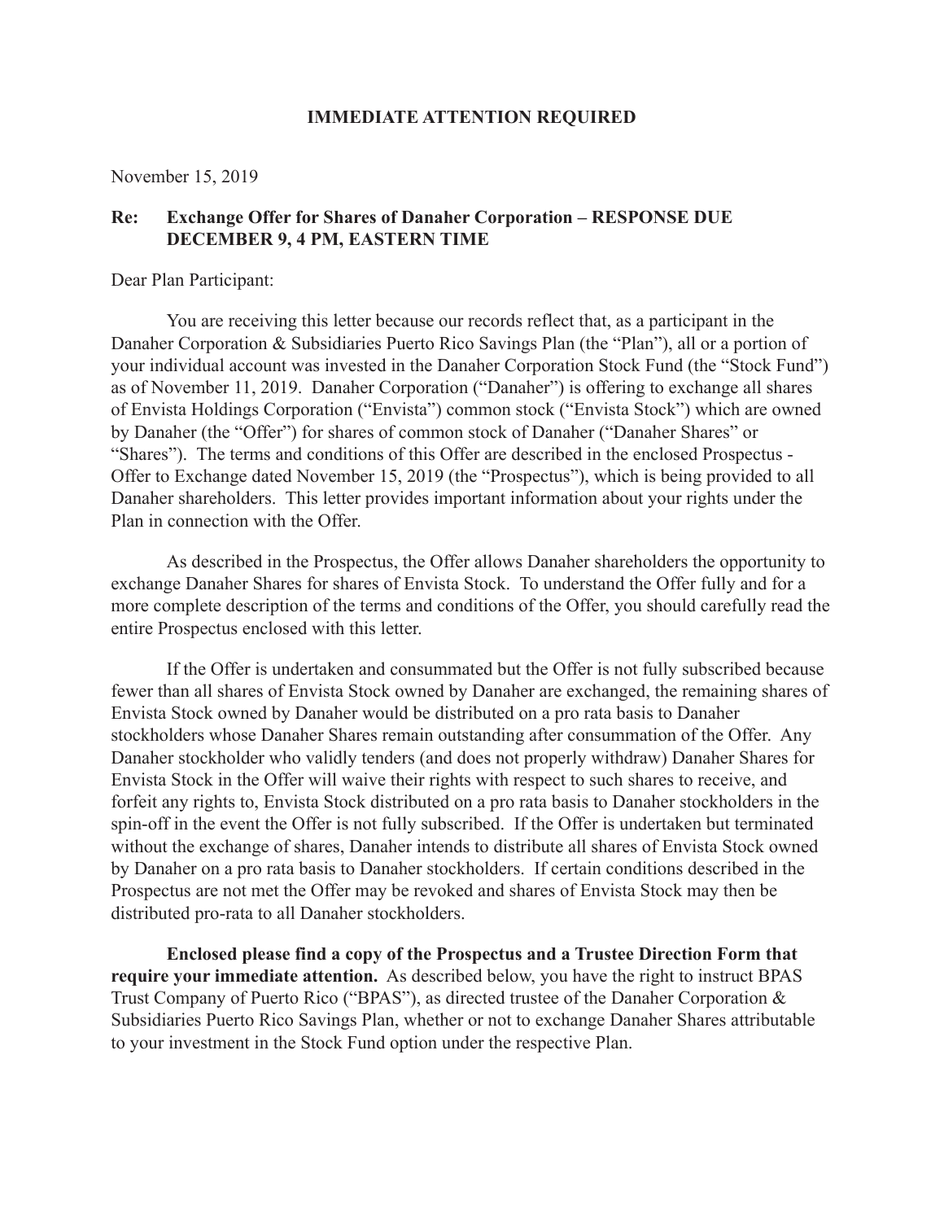**IMMEDIATE ATTENTION REQUIRED**

November 15, 2019

**Re: Exchange Offer for Shares of Danaher Corporation – RESPONSE DUE DECEMBER 9, 4 PM, EASTERN TIME**

Dear Plan Participant:

You are receiving this letter because our records reflect that, as a participant in the Danaher Corporation & Subsidiaries Puerto Rico Savings Plan (the "Plan"), all or a portion of your individual account was invested in the Danaher Corporation Stock Fund (the "Stock Fund") as of November 11, 2019. Danaher Corporation ("Danaher") is offering to exchange all shares of Envista Holdings Corporation ("Envista") common stock ("Envista Stock") which are owned by Danaher (the "Offer") for shares of common stock of Danaher ("Danaher Shares" or "Shares"). The terms and conditions of this Offer are described in the enclosed Prospectus - Offer to Exchange dated November 15, 2019 (the "Prospectus"), which is being provided to all Danaher shareholders. This letter provides important information about your rights under the Plan in connection with the Offer.

As described in the Prospectus, the Offer allows Danaher shareholders the opportunity to exchange Danaher Shares for shares of Envista Stock. To understand the Offer fully and for a more complete description of the terms and conditions of the Offer, you should carefully read the entire Prospectus enclosed with this letter.

If the Offer is undertaken and consummated but the Offer is not fully subscribed because fewer than all shares of Envista Stock owned by Danaher are exchanged, the remaining shares of Envista Stock owned by Danaher would be distributed on a pro rata basis to Danaher stockholders whose Danaher Shares remain outstanding after consummation of the Offer. Any Danaher stockholder who validly tenders (and does not properly withdraw) Danaher Shares for Envista Stock in the Offer will waive their rights with respect to such shares to receive, and forfeit any rights to, Envista Stock distributed on a pro rata basis to Danaher stockholders in the spin-off in the event the Offer is not fully subscribed. If the Offer is undertaken but terminated without the exchange of shares, Danaher intends to distribute all shares of Envista Stock owned by Danaher on a pro rata basis to Danaher stockholders. If certain conditions described in the Prospectus are not met the Offer may be revoked and shares of Envista Stock may then be distributed pro-rata to all Danaher stockholders.

**Enclosed please find a copy of the Prospectus and a Trustee Direction Form that require your immediate attention.** As described below, you have the right to instruct BPAS Trust Company of Puerto Rico ("BPAS"), as directed trustee of the Danaher Corporation & Subsidiaries Puerto Rico Savings Plan, whether or not to exchange Danaher Shares attributable to your investment in the Stock Fund option under the respective Plan.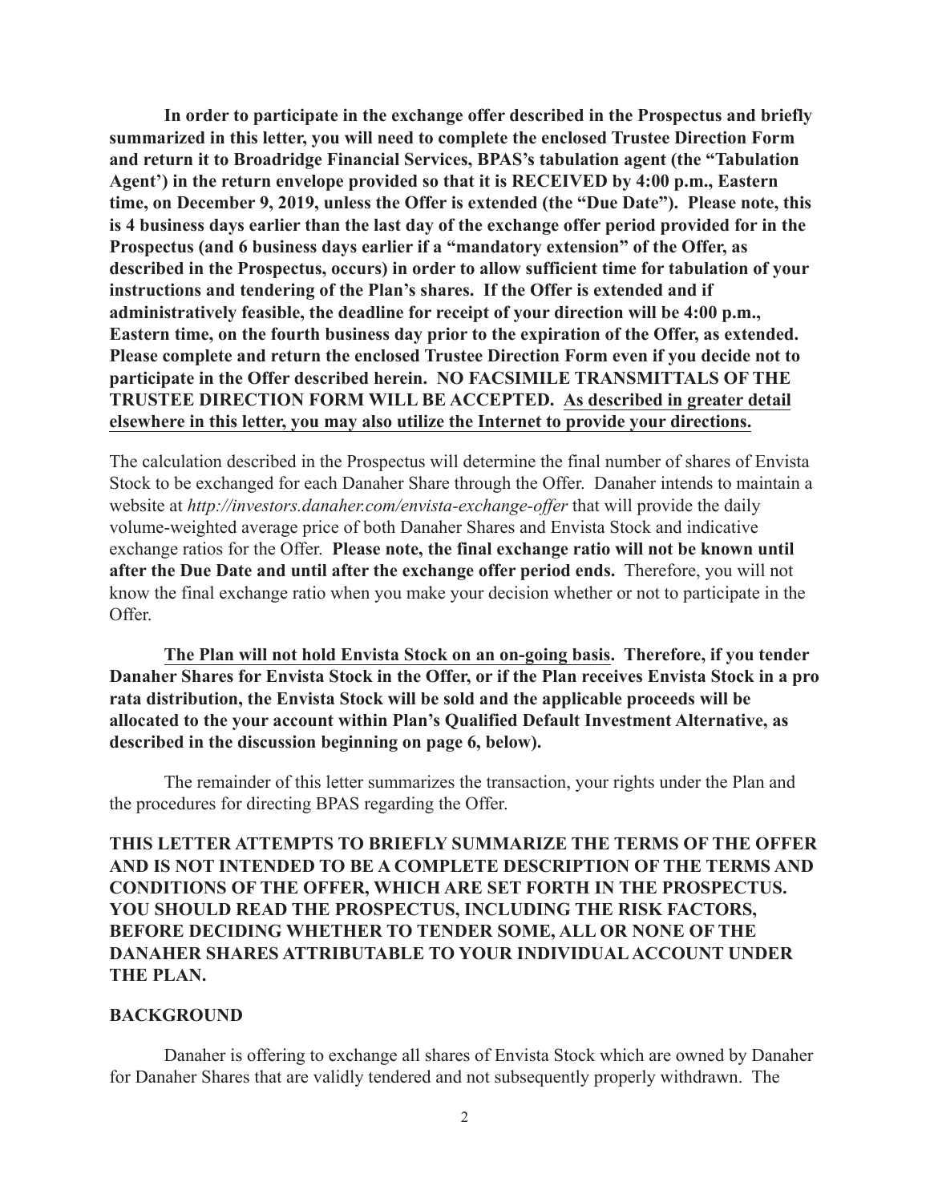**In order to participate in the exchange offer described in the Prospectus and briefly summarized in this letter, you will need to complete the enclosed Trustee Direction Form and return it to Broadridge Financial Services, BPAS's tabulation agent (the "Tabulation Agent') in the return envelope provided so that it is RECEIVED by 4:00 p.m., Eastern time, on December 9, 2019, unless the Offer is extended (the "Due Date"). Please note, this is 4 business days earlier than the last day of the exchange offer period provided for in the Prospectus (and 6 business days earlier if a "mandatory extension" of the Offer, as described in the Prospectus, occurs) in order to allow sufficient time for tabulation of your instructions and tendering of the Plan's shares. If the Offer is extended and if administratively feasible, the deadline for receipt of your direction will be 4:00 p.m., Eastern time, on the fourth business day prior to the expiration of the Offer, as extended. Please complete and return the enclosed Trustee Direction Form even if you decide not to participate in the Offer described herein. NO FACSIMILE TRANSMITTALS OF THE TRUSTEE DIRECTION FORM WILL BE ACCEPTED. <u>As described in greater detail elsewhere in this letter, you may also utilize the Internet to provide your directions.</u>**

The calculation described in the Prospectus will determine the final number of shares of Envista Stock to be exchanged for each Danaher Share through the Offer. Danaher intends to maintain a website at *http://investors.danaher.com/envista-exchange-offer* that will provide the daily volume-weighted average price of both Danaher Shares and Envista Stock and indicative exchange ratios for the Offer. **Please note, the final exchange ratio will not be known until after the Due Date and until after the exchange offer period ends.** Therefore, you will not know the final exchange ratio when you make your decision whether or not to participate in the Offer.

**<u>The Plan will not hold Envista Stock on an on-going basis</u>. Therefore, if you tender Danaher Shares for Envista Stock in the Offer, or if the Plan receives Envista Stock in a pro rata distribution, the Envista Stock will be sold and the applicable proceeds will be allocated to the your account within Plan's Qualified Default Investment Alternative, as described in the discussion beginning on page 6, below).**

The remainder of this letter summarizes the transaction, your rights under the Plan and the procedures for directing BPAS regarding the Offer.

**THIS LETTER ATTEMPTS TO BRIEFLY SUMMARIZE THE TERMS OF THE OFFER AND IS NOT INTENDED TO BE A COMPLETE DESCRIPTION OF THE TERMS AND CONDITIONS OF THE OFFER, WHICH ARE SET FORTH IN THE PROSPECTUS. YOU SHOULD READ THE PROSPECTUS, INCLUDING THE RISK FACTORS, BEFORE DECIDING WHETHER TO TENDER SOME, ALL OR NONE OF THE DANAHER SHARES ATTRIBUTABLE TO YOUR INDIVIDUAL ACCOUNT UNDER THE PLAN.**

## BACKGROUND

Danaher is offering to exchange all shares of Envista Stock which are owned by Danaher for Danaher Shares that are validly tendered and not subsequently properly withdrawn. The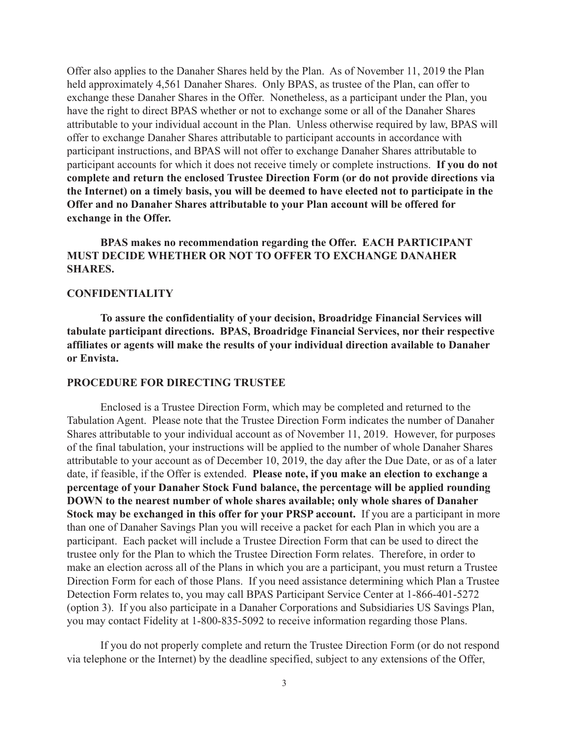Offer also applies to the Danaher Shares held by the Plan. As of November 11, 2019 the Plan held approximately 4,561 Danaher Shares. Only BPAS, as trustee of the Plan, can offer to exchange these Danaher Shares in the Offer. Nonetheless, as a participant under the Plan, you have the right to direct BPAS whether or not to exchange some or all of the Danaher Shares attributable to your individual account in the Plan. Unless otherwise required by law, BPAS will offer to exchange Danaher Shares attributable to participant accounts in accordance with participant instructions, and BPAS will not offer to exchange Danaher Shares attributable to participant accounts for which it does not receive timely or complete instructions. **If you do not complete and return the enclosed Trustee Direction Form (or do not provide directions via the Internet) on a timely basis, you will be deemed to have elected not to participate in the Offer and no Danaher Shares attributable to your Plan account will be offered for exchange in the Offer.**

**BPAS makes no recommendation regarding the Offer. EACH PARTICIPANT MUST DECIDE WHETHER OR NOT TO OFFER TO EXCHANGE DANAHER SHARES.**

**CONFIDENTIALITY**

**To assure the confidentiality of your decision, Broadridge Financial Services will tabulate participant directions. BPAS, Broadridge Financial Services, nor their respective affiliates or agents will make the results of your individual direction available to Danaher or Envista.**

**PROCEDURE FOR DIRECTING TRUSTEE**

Enclosed is a Trustee Direction Form, which may be completed and returned to the Tabulation Agent. Please note that the Trustee Direction Form indicates the number of Danaher Shares attributable to your individual account as of November 11, 2019. However, for purposes of the final tabulation, your instructions will be applied to the number of whole Danaher Shares attributable to your account as of December 10, 2019, the day after the Due Date, or as of a later date, if feasible, if the Offer is extended. **Please note, if you make an election to exchange a percentage of your Danaher Stock Fund balance, the percentage will be applied rounding DOWN to the nearest number of whole shares available; only whole shares of Danaher Stock may be exchanged in this offer for your PRSP account.** If you are a participant in more than one of Danaher Savings Plan you will receive a packet for each Plan in which you are a participant. Each packet will include a Trustee Direction Form that can be used to direct the trustee only for the Plan to which the Trustee Direction Form relates. Therefore, in order to make an election across all of the Plans in which you are a participant, you must return a Trustee Direction Form for each of those Plans. If you need assistance determining which Plan a Trustee Detection Form relates to, you may call BPAS Participant Service Center at 1-866-401-5272 (option 3). If you also participate in a Danaher Corporations and Subsidiaries US Savings Plan, you may contact Fidelity at 1-800-835-5092 to receive information regarding those Plans.

If you do not properly complete and return the Trustee Direction Form (or do not respond via telephone or the Internet) by the deadline specified, subject to any extensions of the Offer,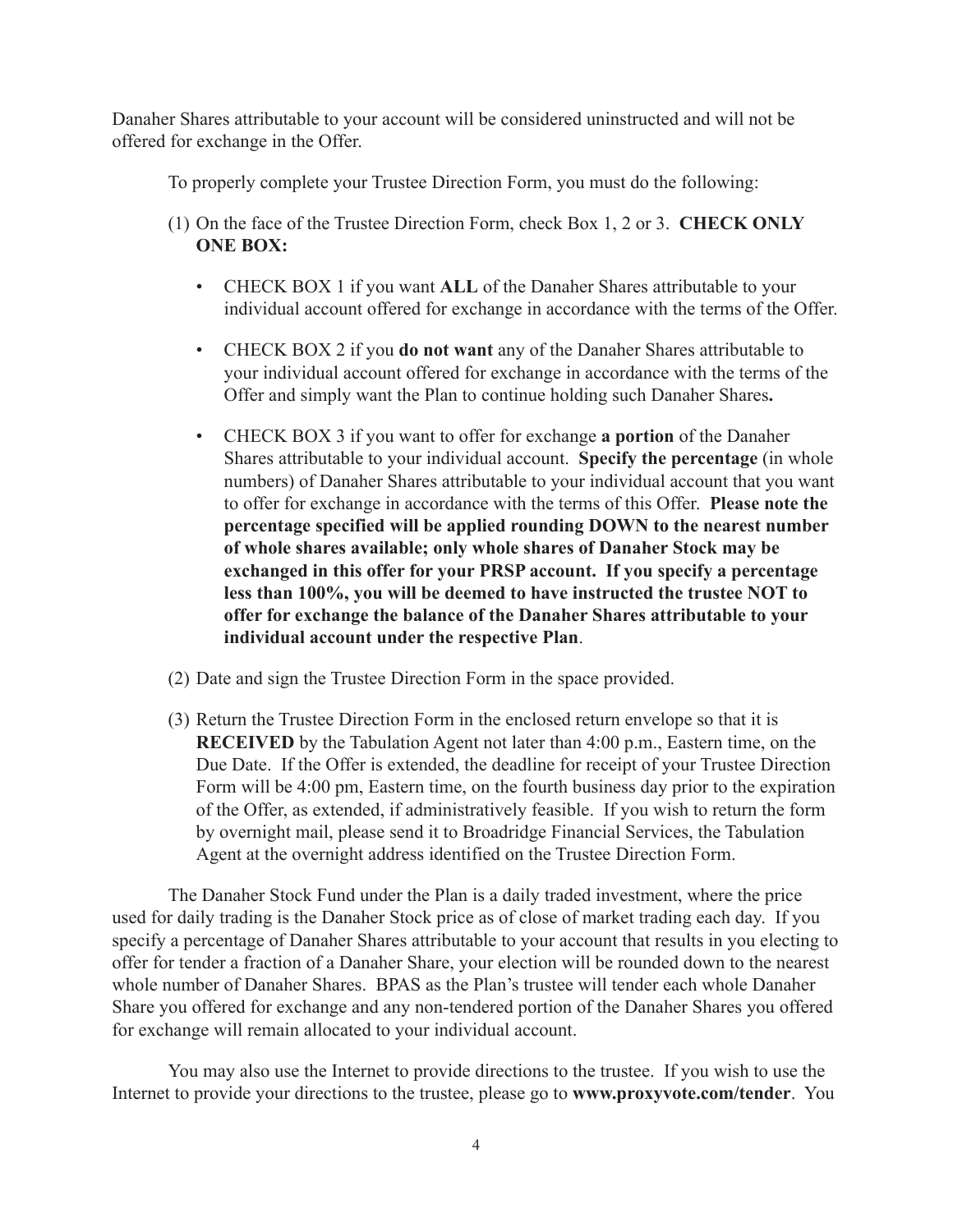Danaher Shares attributable to your account will be considered uninstructed and will not be offered for exchange in the Offer.

To properly complete your Trustee Direction Form, you must do the following:

(1) On the face of the Trustee Direction Form, check Box 1, 2 or 3. **CHECK ONLY ONE BOX:**

- CHECK BOX 1 if you want **ALL** of the Danaher Shares attributable to your individual account offered for exchange in accordance with the terms of the Offer.
- CHECK BOX 2 if you **do not want** any of the Danaher Shares attributable to your individual account offered for exchange in accordance with the terms of the Offer and simply want the Plan to continue holding such Danaher Shares**.**
- CHECK BOX 3 if you want to offer for exchange **a portion** of the Danaher Shares attributable to your individual account. **Specify the percentage** (in whole numbers) of Danaher Shares attributable to your individual account that you want to offer for exchange in accordance with the terms of this Offer. **Please note the percentage specified will be applied rounding DOWN to the nearest number of whole shares available; only whole shares of Danaher Stock may be exchanged in this offer for your PRSP account. If you specify a percentage less than 100%, you will be deemed to have instructed the trustee NOT to offer for exchange the balance of the Danaher Shares attributable to your individual account under the respective Plan**.

(2) Date and sign the Trustee Direction Form in the space provided.

(3) Return the Trustee Direction Form in the enclosed return envelope so that it is **RECEIVED** by the Tabulation Agent not later than 4:00 p.m., Eastern time, on the Due Date. If the Offer is extended, the deadline for receipt of your Trustee Direction Form will be 4:00 pm, Eastern time, on the fourth business day prior to the expiration of the Offer, as extended, if administratively feasible. If you wish to return the form by overnight mail, please send it to Broadridge Financial Services, the Tabulation Agent at the overnight address identified on the Trustee Direction Form.

The Danaher Stock Fund under the Plan is a daily traded investment, where the price used for daily trading is the Danaher Stock price as of close of market trading each day. If you specify a percentage of Danaher Shares attributable to your account that results in you electing to offer for tender a fraction of a Danaher Share, your election will be rounded down to the nearest whole number of Danaher Shares. BPAS as the Plan's trustee will tender each whole Danaher Share you offered for exchange and any non-tendered portion of the Danaher Shares you offered for exchange will remain allocated to your individual account.

You may also use the Internet to provide directions to the trustee. If you wish to use the Internet to provide your directions to the trustee, please go to **www.proxyvote.com/tender**. You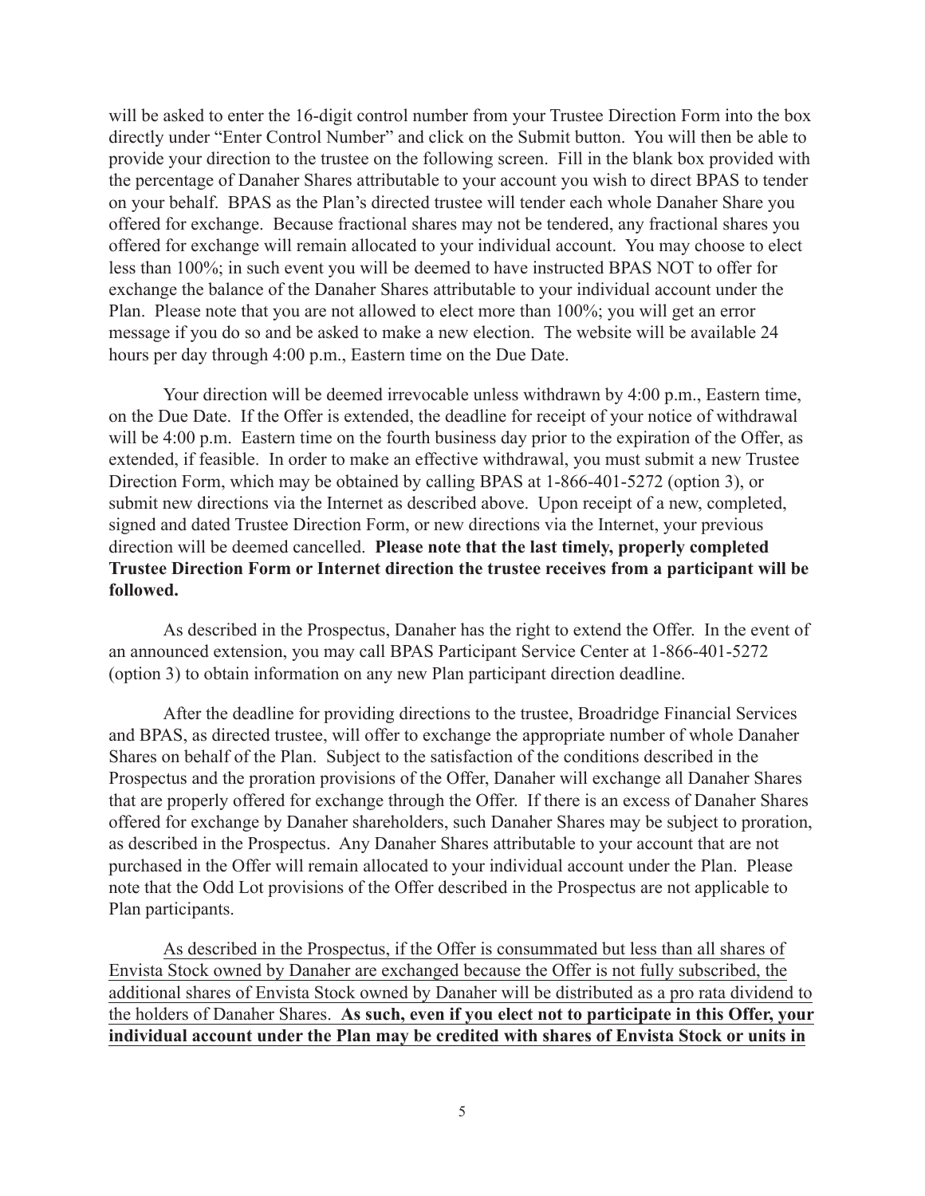will be asked to enter the 16-digit control number from your Trustee Direction Form into the box directly under "Enter Control Number" and click on the Submit button. You will then be able to provide your direction to the trustee on the following screen. Fill in the blank box provided with the percentage of Danaher Shares attributable to your account you wish to direct BPAS to tender on your behalf. BPAS as the Plan's directed trustee will tender each whole Danaher Share you offered for exchange. Because fractional shares may not be tendered, any fractional shares you offered for exchange will remain allocated to your individual account. You may choose to elect less than 100%; in such event you will be deemed to have instructed BPAS NOT to offer for exchange the balance of the Danaher Shares attributable to your individual account under the Plan. Please note that you are not allowed to elect more than 100%; you will get an error message if you do so and be asked to make a new election. The website will be available 24 hours per day through 4:00 p.m., Eastern time on the Due Date.

Your direction will be deemed irrevocable unless withdrawn by 4:00 p.m., Eastern time, on the Due Date. If the Offer is extended, the deadline for receipt of your notice of withdrawal will be 4:00 p.m. Eastern time on the fourth business day prior to the expiration of the Offer, as extended, if feasible. In order to make an effective withdrawal, you must submit a new Trustee Direction Form, which may be obtained by calling BPAS at 1-866-401-5272 (option 3), or submit new directions via the Internet as described above. Upon receipt of a new, completed, signed and dated Trustee Direction Form, or new directions via the Internet, your previous direction will be deemed cancelled. **Please note that the last timely, properly completed Trustee Direction Form or Internet direction the trustee receives from a participant will be followed.**

As described in the Prospectus, Danaher has the right to extend the Offer. In the event of an announced extension, you may call BPAS Participant Service Center at 1-866-401-5272 (option 3) to obtain information on any new Plan participant direction deadline.

After the deadline for providing directions to the trustee, Broadridge Financial Services and BPAS, as directed trustee, will offer to exchange the appropriate number of whole Danaher Shares on behalf of the Plan. Subject to the satisfaction of the conditions described in the Prospectus and the proration provisions of the Offer, Danaher will exchange all Danaher Shares that are properly offered for exchange through the Offer. If there is an excess of Danaher Shares offered for exchange by Danaher shareholders, such Danaher Shares may be subject to proration, as described in the Prospectus. Any Danaher Shares attributable to your account that are not purchased in the Offer will remain allocated to your individual account under the Plan. Please note that the Odd Lot provisions of the Offer described in the Prospectus are not applicable to Plan participants.

As described in the Prospectus, if the Offer is consummated but less than all shares of Envista Stock owned by Danaher are exchanged because the Offer is not fully subscribed, the additional shares of Envista Stock owned by Danaher will be distributed as a pro rata dividend to the holders of Danaher Shares. **As such, even if you elect not to participate in this Offer, your individual account under the Plan may be credited with shares of Envista Stock or units in**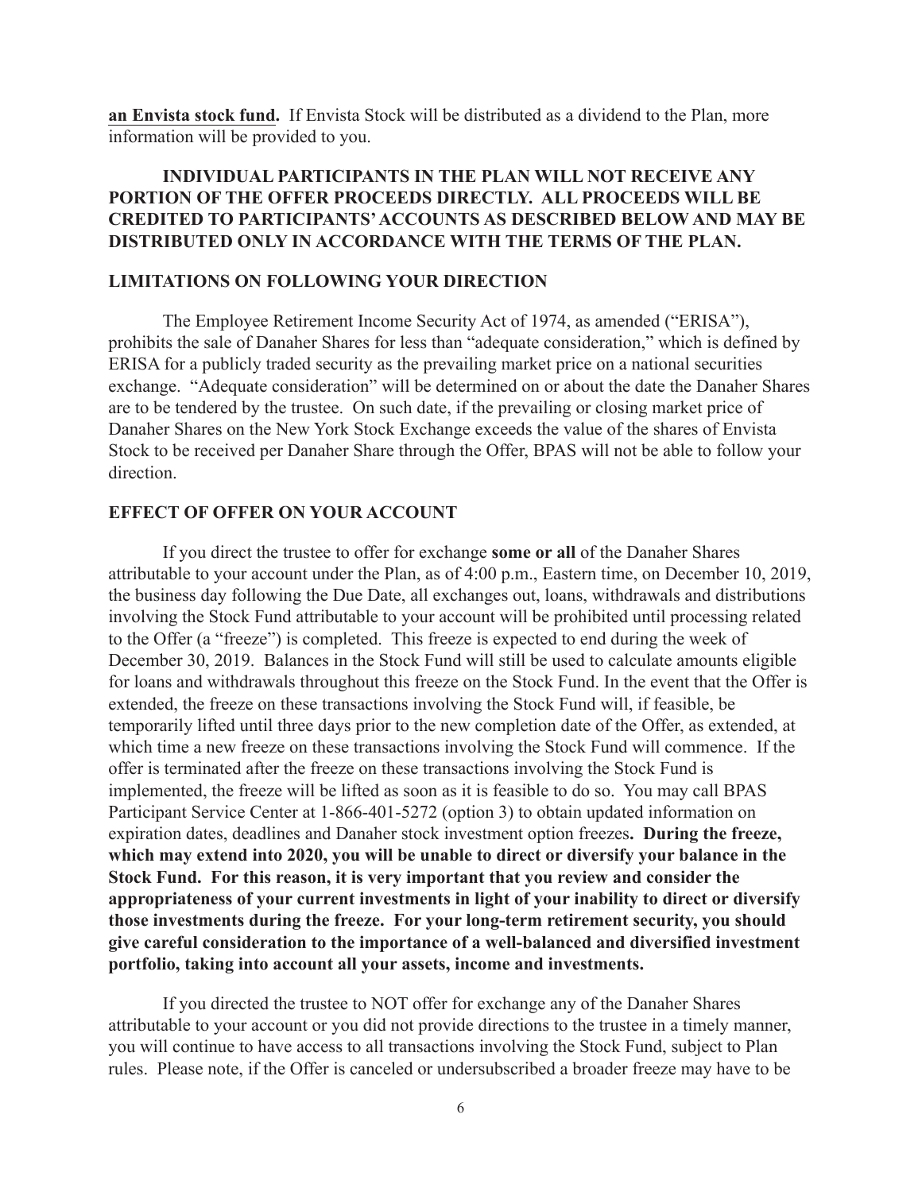**an Envista stock fund.** If Envista Stock will be distributed as a dividend to the Plan, more information will be provided to you.

**INDIVIDUAL PARTICIPANTS IN THE PLAN WILL NOT RECEIVE ANY PORTION OF THE OFFER PROCEEDS DIRECTLY. ALL PROCEEDS WILL BE CREDITED TO PARTICIPANTS' ACCOUNTS AS DESCRIBED BELOW AND MAY BE DISTRIBUTED ONLY IN ACCORDANCE WITH THE TERMS OF THE PLAN.**

## LIMITATIONS ON FOLLOWING YOUR DIRECTION

The Employee Retirement Income Security Act of 1974, as amended ("ERISA"), prohibits the sale of Danaher Shares for less than "adequate consideration," which is defined by ERISA for a publicly traded security as the prevailing market price on a national securities exchange. "Adequate consideration" will be determined on or about the date the Danaher Shares are to be tendered by the trustee. On such date, if the prevailing or closing market price of Danaher Shares on the New York Stock Exchange exceeds the value of the shares of Envista Stock to be received per Danaher Share through the Offer, BPAS will not be able to follow your direction.

## EFFECT OF OFFER ON YOUR ACCOUNT

If you direct the trustee to offer for exchange **some or all** of the Danaher Shares attributable to your account under the Plan, as of 4:00 p.m., Eastern time, on December 10, 2019, the business day following the Due Date, all exchanges out, loans, withdrawals and distributions involving the Stock Fund attributable to your account will be prohibited until processing related to the Offer (a "freeze") is completed. This freeze is expected to end during the week of December 30, 2019. Balances in the Stock Fund will still be used to calculate amounts eligible for loans and withdrawals throughout this freeze on the Stock Fund. In the event that the Offer is extended, the freeze on these transactions involving the Stock Fund will, if feasible, be temporarily lifted until three days prior to the new completion date of the Offer, as extended, at which time a new freeze on these transactions involving the Stock Fund will commence. If the offer is terminated after the freeze on these transactions involving the Stock Fund is implemented, the freeze will be lifted as soon as it is feasible to do so. You may call BPAS Participant Service Center at 1-866-401-5272 (option 3) to obtain updated information on expiration dates, deadlines and Danaher stock investment option freezes**. During the freeze, which may extend into 2020, you will be unable to direct or diversify your balance in the Stock Fund. For this reason, it is very important that you review and consider the appropriateness of your current investments in light of your inability to direct or diversify those investments during the freeze. For your long-term retirement security, you should give careful consideration to the importance of a well-balanced and diversified investment portfolio, taking into account all your assets, income and investments.**

If you directed the trustee to NOT offer for exchange any of the Danaher Shares attributable to your account or you did not provide directions to the trustee in a timely manner, you will continue to have access to all transactions involving the Stock Fund, subject to Plan rules. Please note, if the Offer is canceled or undersubscribed a broader freeze may have to be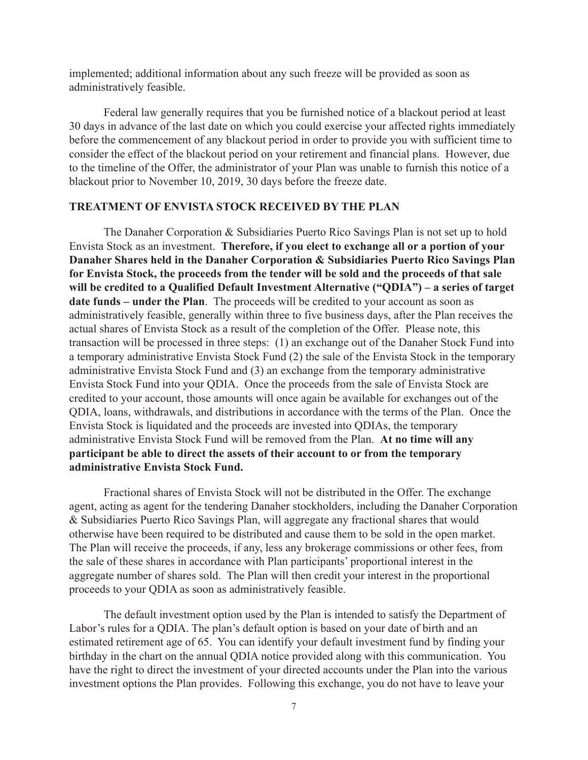implemented; additional information about any such freeze will be provided as soon as administratively feasible.

Federal law generally requires that you be furnished notice of a blackout period at least 30 days in advance of the last date on which you could exercise your affected rights immediately before the commencement of any blackout period in order to provide you with sufficient time to consider the effect of the blackout period on your retirement and financial plans. However, due to the timeline of the Offer, the administrator of your Plan was unable to furnish this notice of a blackout prior to November 10, 2019, 30 days before the freeze date.

## TREATMENT OF ENVISTA STOCK RECEIVED BY THE PLAN

The Danaher Corporation & Subsidiaries Puerto Rico Savings Plan is not set up to hold Envista Stock as an investment. **Therefore, if you elect to exchange all or a portion of your Danaher Shares held in the Danaher Corporation & Subsidiaries Puerto Rico Savings Plan for Envista Stock, the proceeds from the tender will be sold and the proceeds of that sale will be credited to a Qualified Default Investment Alternative ("QDIA") – a series of target date funds – under the Plan**. The proceeds will be credited to your account as soon as administratively feasible, generally within three to five business days, after the Plan receives the actual shares of Envista Stock as a result of the completion of the Offer. Please note, this transaction will be processed in three steps: (1) an exchange out of the Danaher Stock Fund into a temporary administrative Envista Stock Fund (2) the sale of the Envista Stock in the temporary administrative Envista Stock Fund and (3) an exchange from the temporary administrative Envista Stock Fund into your QDIA. Once the proceeds from the sale of Envista Stock are credited to your account, those amounts will once again be available for exchanges out of the QDIA, loans, withdrawals, and distributions in accordance with the terms of the Plan. Once the Envista Stock is liquidated and the proceeds are invested into QDIAs, the temporary administrative Envista Stock Fund will be removed from the Plan. **At no time will any participant be able to direct the assets of their account to or from the temporary administrative Envista Stock Fund.**

Fractional shares of Envista Stock will not be distributed in the Offer. The exchange agent, acting as agent for the tendering Danaher stockholders, including the Danaher Corporation & Subsidiaries Puerto Rico Savings Plan, will aggregate any fractional shares that would otherwise have been required to be distributed and cause them to be sold in the open market. The Plan will receive the proceeds, if any, less any brokerage commissions or other fees, from the sale of these shares in accordance with Plan participants' proportional interest in the aggregate number of shares sold. The Plan will then credit your interest in the proportional proceeds to your QDIA as soon as administratively feasible.

The default investment option used by the Plan is intended to satisfy the Department of Labor's rules for a QDIA. The plan's default option is based on your date of birth and an estimated retirement age of 65. You can identify your default investment fund by finding your birthday in the chart on the annual QDIA notice provided along with this communication. You have the right to direct the investment of your directed accounts under the Plan into the various investment options the Plan provides. Following this exchange, you do not have to leave your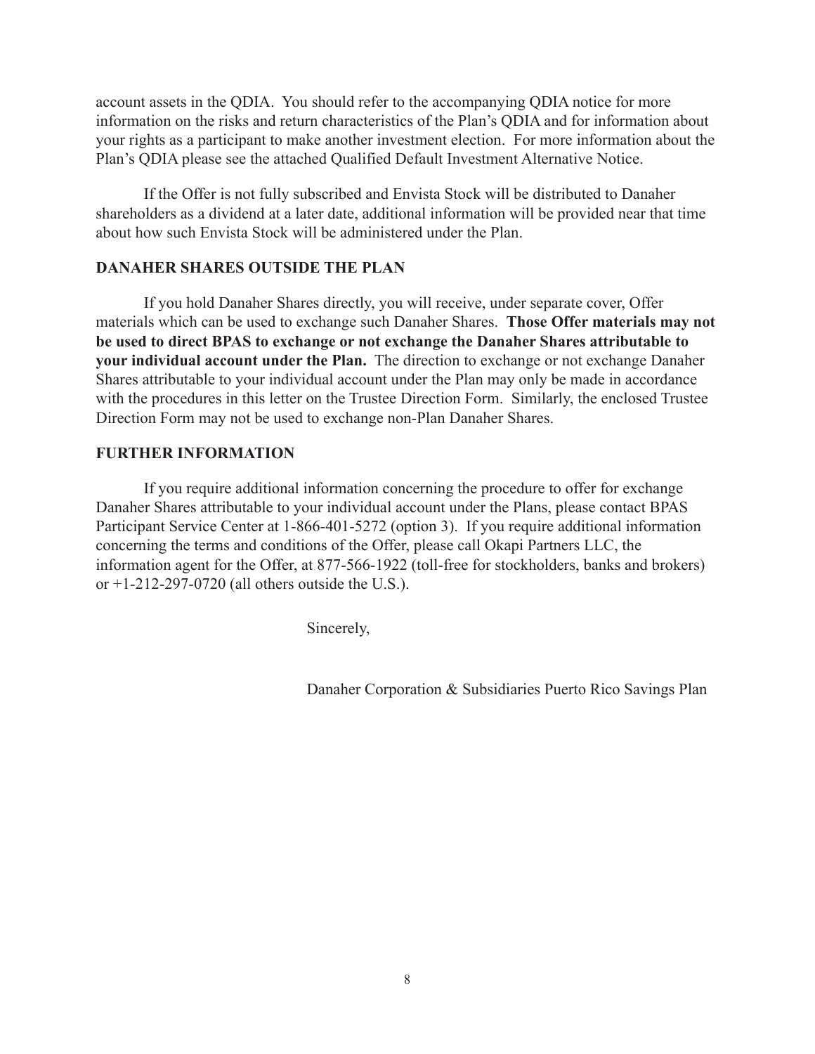account assets in the QDIA. You should refer to the accompanying QDIA notice for more information on the risks and return characteristics of the Plan's QDIA and for information about your rights as a participant to make another investment election. For more information about the Plan's QDIA please see the attached Qualified Default Investment Alternative Notice.

If the Offer is not fully subscribed and Envista Stock will be distributed to Danaher shareholders as a dividend at a later date, additional information will be provided near that time about how such Envista Stock will be administered under the Plan.

## DANAHER SHARES OUTSIDE THE PLAN

If you hold Danaher Shares directly, you will receive, under separate cover, Offer materials which can be used to exchange such Danaher Shares. **Those Offer materials may not be used to direct BPAS to exchange or not exchange the Danaher Shares attributable to your individual account under the Plan.** The direction to exchange or not exchange Danaher Shares attributable to your individual account under the Plan may only be made in accordance with the procedures in this letter on the Trustee Direction Form. Similarly, the enclosed Trustee Direction Form may not be used to exchange non-Plan Danaher Shares.

## FURTHER INFORMATION

If you require additional information concerning the procedure to offer for exchange Danaher Shares attributable to your individual account under the Plans, please contact BPAS Participant Service Center at 1-866-401-5272 (option 3). If you require additional information concerning the terms and conditions of the Offer, please call Okapi Partners LLC, the information agent for the Offer, at 877-566-1922 (toll-free for stockholders, banks and brokers) or +1-212-297-0720 (all others outside the U.S.).

Sincerely,

Danaher Corporation & Subsidiaries Puerto Rico Savings Plan